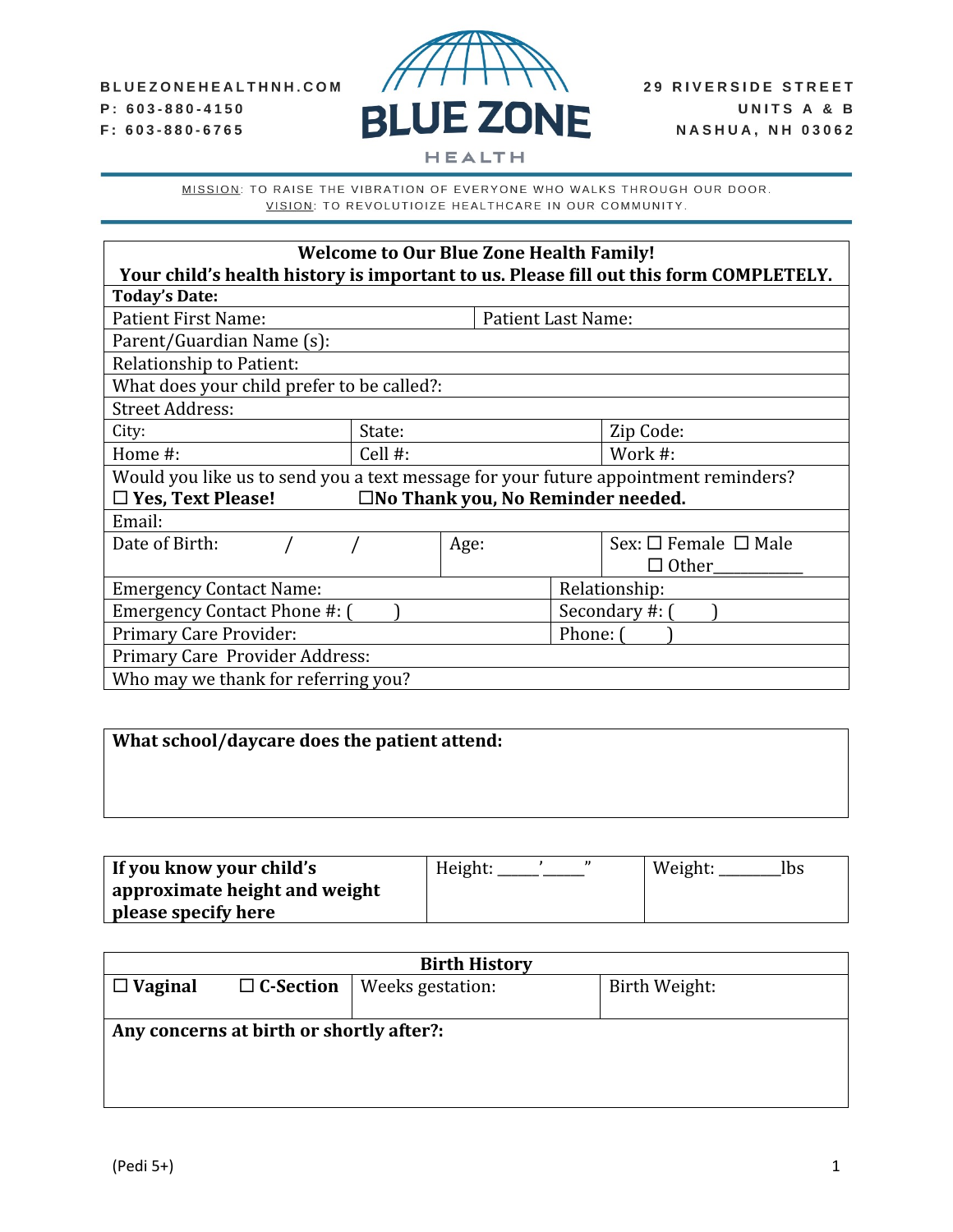BLUEZONEHEALTHNH.COM
P: 603-880-4150
F: 603-880-6765

# BLUE ZONE HEALTH

29 RIVERSIDE STREET
UNITS A & B
NASHUA, NH 03062

MISSION: TO RAISE THE VIBRATION OF EVERYONE WHO WALKS THROUGH OUR DOOR.
VISION: TO REVOLUTIOIZE HEALTHCARE IN OUR COMMUNITY.

| **Welcome to Our Blue Zone Health Family!<br>Your child's health history is important to us. Please fill out this form COMPLETELY.** | | |
|---|---|---|
| **Today's Date:** | | |
| Patient First Name: | Patient Last Name: | |
| Parent/Guardian Name (s): | | |
| Relationship to Patient: | | |
| What does your child prefer to be called?: | | |
| Street Address: | | |
| City: | State: | Zip Code: |
| Home #: | Cell #: | Work #: |
| Would you like us to send you a text message for your future appointment reminders?<br>☐ **Yes, Text Please!** ☐**No Thank you, No Reminder needed.** | | |
| Email: | | |
| Date of Birth: / / | Age: | Sex: ☐ Female ☐ Male ☐ Other__________ |
| Emergency Contact Name: | Relationship: | |
| Emergency Contact Phone #: ( ) | Secondary #: ( ) | |
| Primary Care Provider: | Phone: ( ) | |
| Primary Care Provider Address: | | |
| Who may we thank for referring you? | | |

| **What school/daycare does the patient attend:** |
|---|
| |

| **If you know your child's approximate height and weight please specify here** | Height: _____'_____" | Weight: _______lbs |
|---|---|---|

| **Birth History** | | |
|---|---|---|
| ☐ **Vaginal** ☐ **C-Section** | Weeks gestation: | Birth Weight: |
| **Any concerns at birth or shortly after?:** | | |

(Pedi 5+)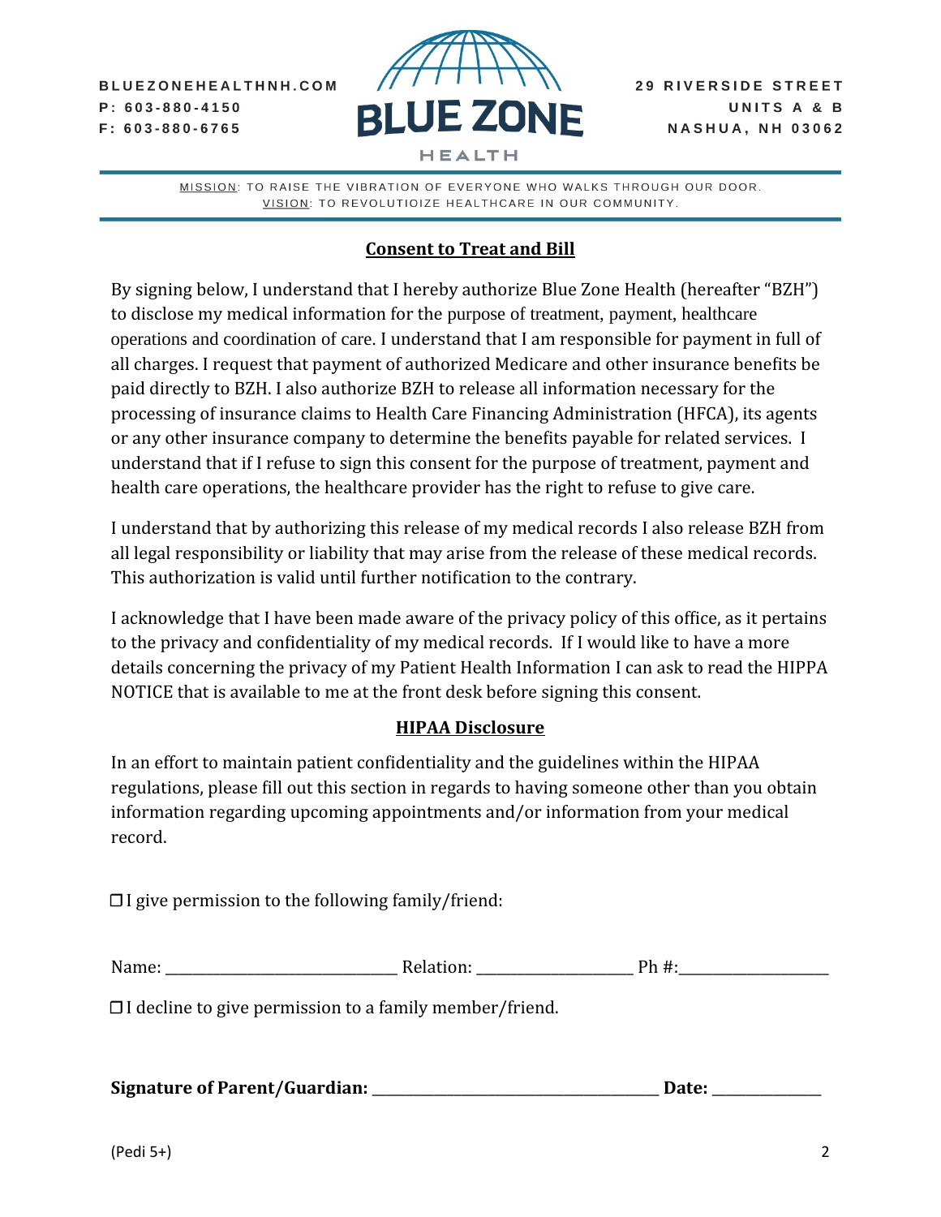## Consent to Treat and Bill

By signing below, I understand that I hereby authorize Blue Zone Health (hereafter "BZH") to disclose my medical information for the purpose of treatment, payment, healthcare operations and coordination of care. I understand that I am responsible for payment in full of all charges. I request that payment of authorized Medicare and other insurance benefits be paid directly to BZH. I also authorize BZH to release all information necessary for the processing of insurance claims to Health Care Financing Administration (HFCA), its agents or any other insurance company to determine the benefits payable for related services. I understand that if I refuse to sign this consent for the purpose of treatment, payment and health care operations, the healthcare provider has the right to refuse to give care.

I understand that by authorizing this release of my medical records I also release BZH from all legal responsibility or liability that may arise from the release of these medical records. This authorization is valid until further notification to the contrary.

I acknowledge that I have been made aware of the privacy policy of this office, as it pertains to the privacy and confidentiality of my medical records. If I would like to have a more details concerning the privacy of my Patient Health Information I can ask to read the HIPPA NOTICE that is available to me at the front desk before signing this consent.

## HIPAA Disclosure

In an effort to maintain patient confidentiality and the guidelines within the HIPAA regulations, please fill out this section in regards to having someone other than you obtain information regarding upcoming appointments and/or information from your medical record.

❒ I give permission to the following family/friend:

Name: ______________________________ Relation: ____________________ Ph #:____________________

❒ I decline to give permission to a family member/friend.

**Signature of Parent/Guardian:** ____________________________________ **Date:** ______________

(Pedi 5+)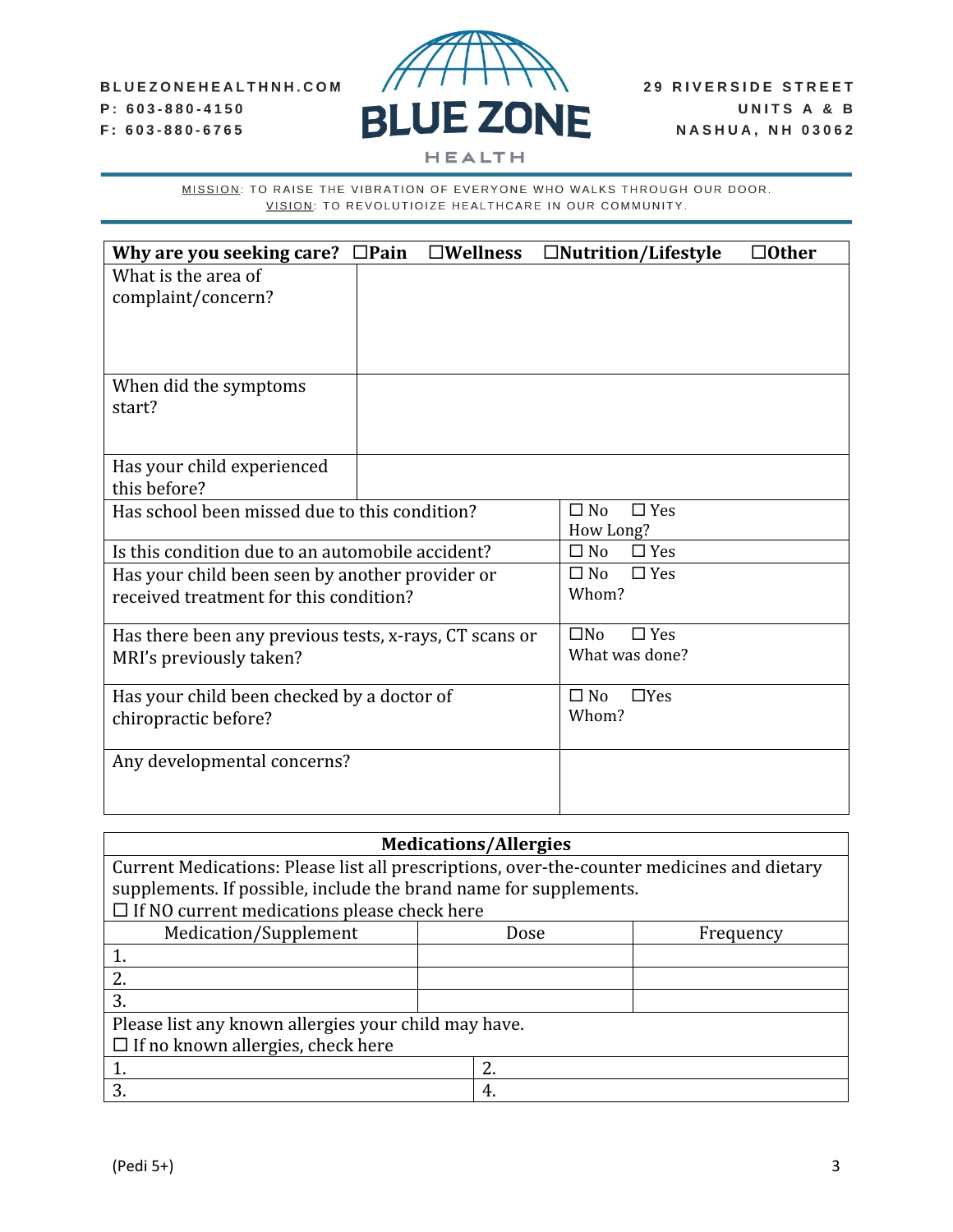BLUEZONEHEALTHNH.COM
P: 603-880-4150
F: 603-880-6765

# BLUE ZONE HEALTH

29 RIVERSIDE STREET
UNITS A & B
NASHUA, NH 03062

MISSION: TO RAISE THE VIBRATION OF EVERYONE WHO WALKS THROUGH OUR DOOR.
VISION: TO REVOLUTIOIZE HEALTHCARE IN OUR COMMUNITY.

| **Why are you seeking care?** ☐**Pain** ☐**Wellness** ☐**Nutrition/Lifestyle** ☐**Other** | |
|---|---|
| What is the area of complaint/concern? | |
| When did the symptoms start? | |
| Has your child experienced this before? | |
| Has school been missed due to this condition? | ☐ No ☐ Yes How Long? |
| Is this condition due to an automobile accident? | ☐ No ☐ Yes |
| Has your child been seen by another provider or received treatment for this condition? | ☐ No ☐ Yes Whom? |
| Has there been any previous tests, x-rays, CT scans or MRI's previously taken? | ☐No ☐ Yes What was done? |
| Has your child been checked by a doctor of chiropractic before? | ☐ No ☐Yes Whom? |
| Any developmental concerns? | |

| **Medications/Allergies** | | |
|---|---|---|
| Current Medications: Please list all prescriptions, over-the-counter medicines and dietary supplements. If possible, include the brand name for supplements. ☐ If NO current medications please check here | | |
| Medication/Supplement | Dose | Frequency |
| 1. | | |
| 2. | | |
| 3. | | |

| Please list any known allergies your child may have. ☐ If no known allergies, check here | |
|---|---|
| 1. | 2. |
| 3. | 4. |

(Pedi 5+)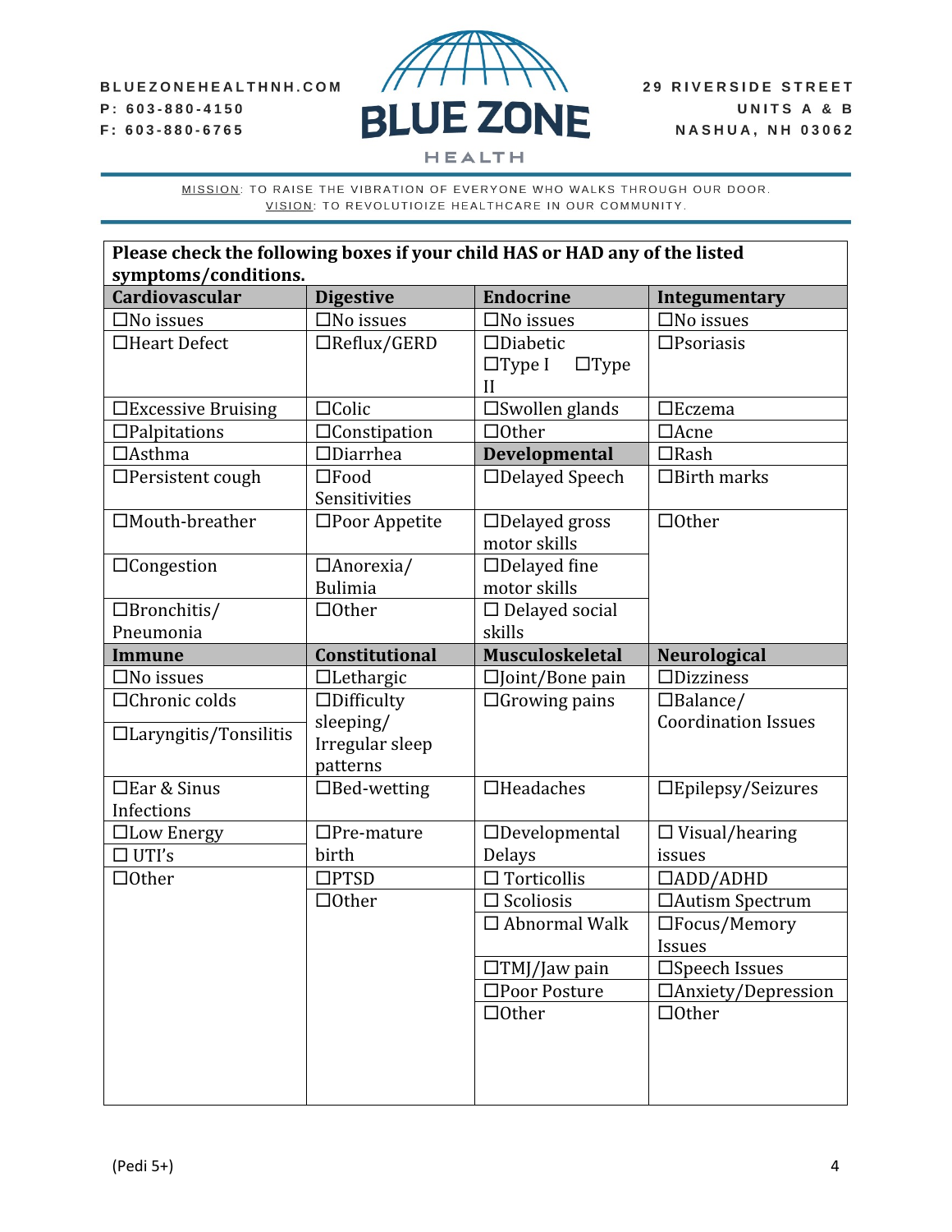BLUEZONEHEALTHNH.COM
P: 603-880-4150
F: 603-880-6765

# BLUE ZONE HEALTH

29 RIVERSIDE STREET
UNITS A & B
NASHUA, NH 03062

MISSION: TO RAISE THE VIBRATION OF EVERYONE WHO WALKS THROUGH OUR DOOR.
VISION: TO REVOLUTIOIZE HEALTHCARE IN OUR COMMUNITY.

**Please check the following boxes if your child HAS or HAD any of the listed symptoms/conditions.**

| Cardiovascular | Digestive | Endocrine | Integumentary |
|---|---|---|---|
| ☐No issues | ☐No issues | ☐No issues | ☐No issues |
| ☐Heart Defect | ☐Reflux/GERD | ☐Diabetic ☐Type I ☐Type II | ☐Psoriasis |
| ☐Excessive Bruising | ☐Colic | ☐Swollen glands | ☐Eczema |
| ☐Palpitations | ☐Constipation | ☐Other | ☐Acne |
| ☐Asthma | ☐Diarrhea | **Developmental** | ☐Rash |
| ☐Persistent cough | ☐Food Sensitivities | ☐Delayed Speech | ☐Birth marks |
| ☐Mouth-breather | ☐Poor Appetite | ☐Delayed gross motor skills | ☐Other |
| ☐Congestion | ☐Anorexia/ Bulimia | ☐Delayed fine motor skills | |
| ☐Bronchitis/ Pneumonia | ☐Other | ☐ Delayed social skills | |
| **Immune** | **Constitutional** | **Musculoskeletal** | **Neurological** |
| ☐No issues | ☐Lethargic | ☐Joint/Bone pain | ☐Dizziness |
| ☐Chronic colds<br>☐Laryngitis/Tonsilitis | ☐Difficulty sleeping/ Irregular sleep patterns | ☐Growing pains | ☐Balance/ Coordination Issues |
| ☐Ear & Sinus Infections | ☐Bed-wetting | ☐Headaches | ☐Epilepsy/Seizures |
| ☐Low Energy<br>☐ UTI's | ☐Pre-mature birth | ☐Developmental Delays | ☐ Visual/hearing issues |
| ☐Other | ☐PTSD | ☐ Torticollis | ☐ADD/ADHD |
| | ☐Other | ☐ Scoliosis | ☐Autism Spectrum |
| | | ☐ Abnormal Walk | ☐Focus/Memory Issues |
| | | ☐TMJ/Jaw pain | ☐Speech Issues |
| | | ☐Poor Posture | ☐Anxiety/Depression |
| | | ☐Other | ☐Other |

(Pedi 5+)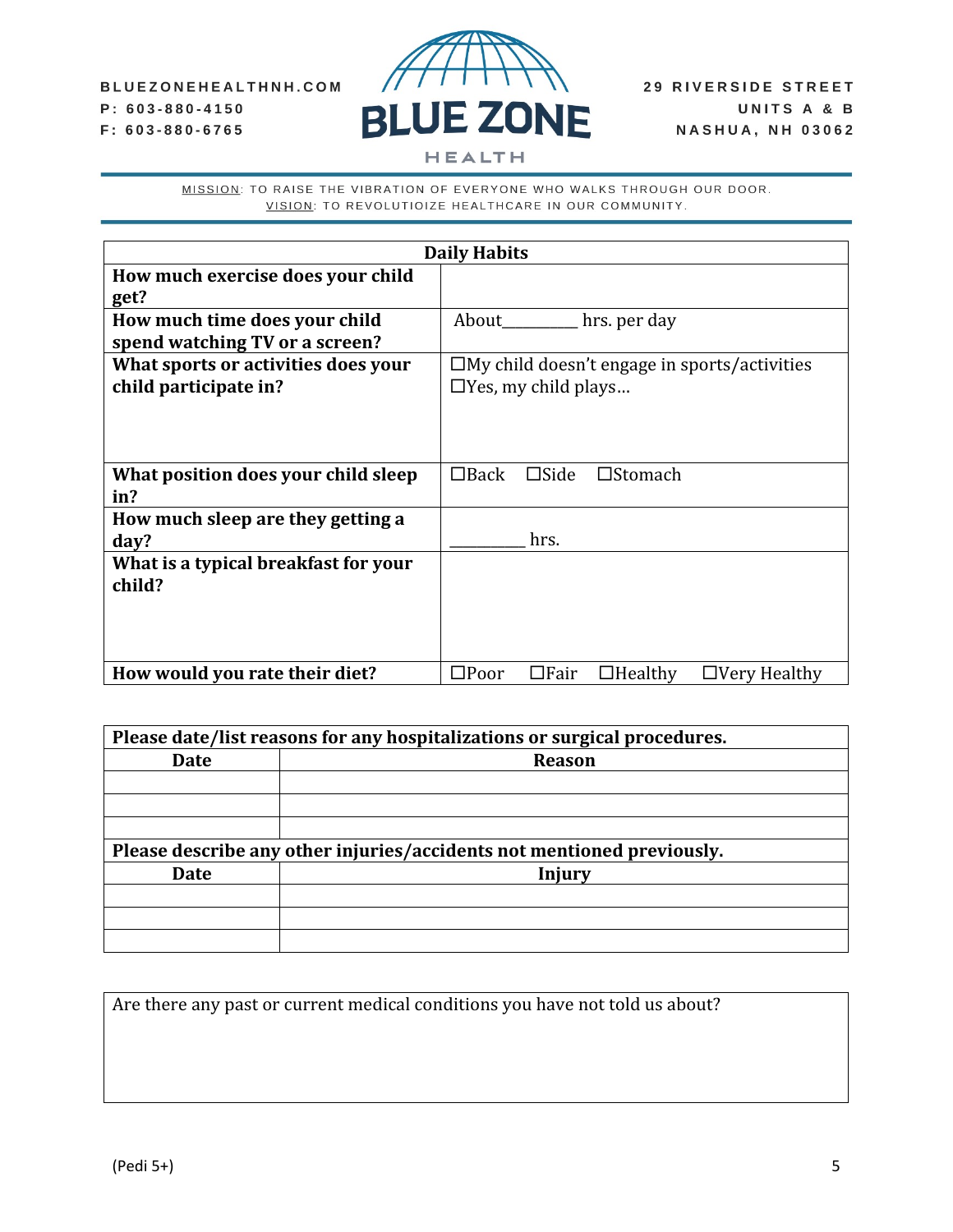BLUEZONEHEALTHNH.COM
P: 603-880-4150
F: 603-880-6765

**BLUE ZONE HEALTH**

29 RIVERSIDE STREET
UNITS A & B
NASHUA, NH 03062

MISSION: TO RAISE THE VIBRATION OF EVERYONE WHO WALKS THROUGH OUR DOOR.
VISION: TO REVOLUTIOIZE HEALTHCARE IN OUR COMMUNITY.

| **Daily Habits** | |
|---|---|
| **How much exercise does your child get?** | |
| **How much time does your child spend watching TV or a screen?** | About_________ hrs. per day |
| **What sports or activities does your child participate in?** | ☐My child doesn't engage in sports/activities<br>☐Yes, my child plays… |
| **What position does your child sleep in?** | ☐Back ☐Side ☐Stomach |
| **How much sleep are they getting a day?** | _________ hrs. |
| **What is a typical breakfast for your child?** | |
| **How would you rate their diet?** | ☐Poor ☐Fair ☐Healthy ☐Very Healthy |

| **Please date/list reasons for any hospitalizations or surgical procedures.** | |
|---|---|
| **Date** | **Reason** |
| | |
| | |
| | |

| **Please describe any other injuries/accidents not mentioned previously.** | |
|---|---|
| **Date** | **Injury** |
| | |
| | |
| | |

Are there any past or current medical conditions you have not told us about?

(Pedi 5+)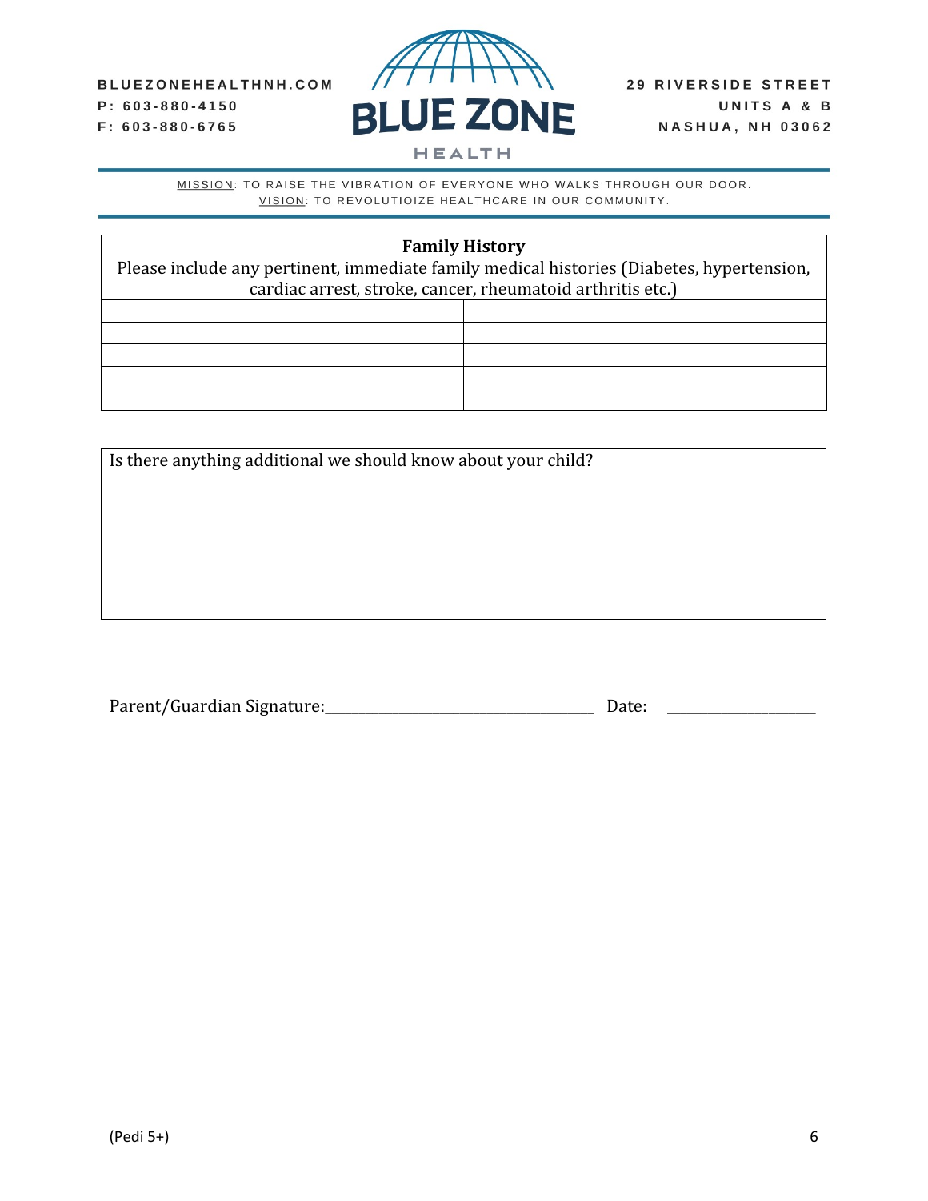BLUEZONEHEALTHNH.COM
P: 603-880-4150
F: 603-880-6765

BLUE ZONE HEALTH

29 RIVERSIDE STREET
UNITS A & B
NASHUA, NH 03062

MISSION: TO RAISE THE VIBRATION OF EVERYONE WHO WALKS THROUGH OUR DOOR.
VISION: TO REVOLUTIOIZE HEALTHCARE IN OUR COMMUNITY.

**Family History**

Please include any pertinent, immediate family medical histories (Diabetes, hypertension, cardiac arrest, stroke, cancer, rheumatoid arthritis etc.)

| | |
|---|---|
| | |
| | |
| | |
| | |
| | |

Is there anything additional we should know about your child?

Parent/Guardian Signature:___________________________________ Date: ___________________

(Pedi 5+)